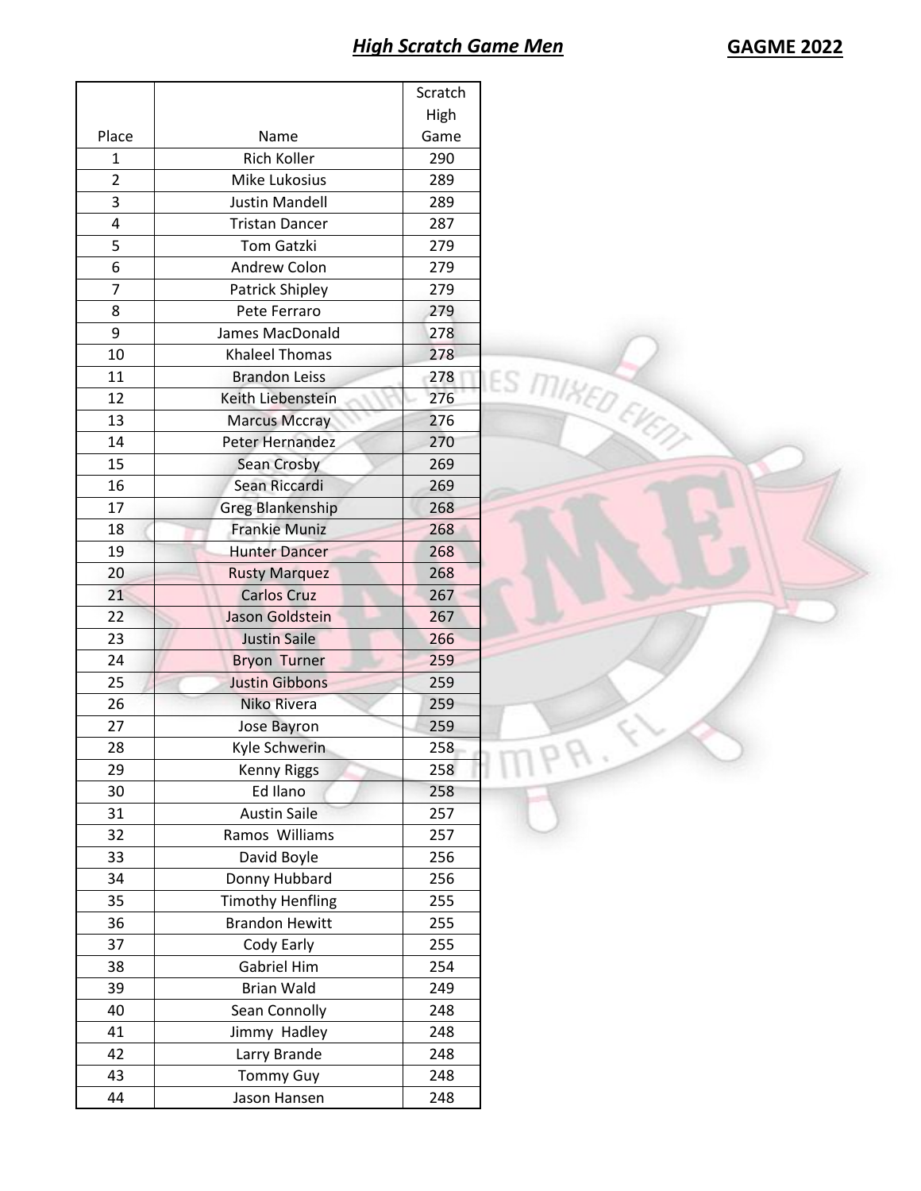## ***High Scratch Game Men***

**GAGME 2022**

| Place | Name | Scratch High Game |
|---|---|---|
| 1 | Rich Koller | 290 |
| 2 | Mike Lukosius | 289 |
| 3 | Justin Mandell | 289 |
| 4 | Tristan Dancer | 287 |
| 5 | Tom Gatzki | 279 |
| 6 | Andrew Colon | 279 |
| 7 | Patrick Shipley | 279 |
| 8 | Pete Ferraro | 279 |
| 9 | James MacDonald | 278 |
| 10 | Khaleel Thomas | 278 |
| 11 | Brandon Leiss | 278 |
| 12 | Keith Liebenstein | 276 |
| 13 | Marcus Mccray | 276 |
| 14 | Peter Hernandez | 270 |
| 15 | Sean Crosby | 269 |
| 16 | Sean Riccardi | 269 |
| 17 | Greg Blankenship | 268 |
| 18 | Frankie Muniz | 268 |
| 19 | Hunter Dancer | 268 |
| 20 | Rusty Marquez | 268 |
| 21 | Carlos Cruz | 267 |
| 22 | Jason Goldstein | 267 |
| 23 | Justin Saile | 266 |
| 24 | Bryon Turner | 259 |
| 25 | Justin Gibbons | 259 |
| 26 | Niko Rivera | 259 |
| 27 | Jose Bayron | 259 |
| 28 | Kyle Schwerin | 258 |
| 29 | Kenny Riggs | 258 |
| 30 | Ed Ilano | 258 |
| 31 | Austin Saile | 257 |
| 32 | Ramos Williams | 257 |
| 33 | David Boyle | 256 |
| 34 | Donny Hubbard | 256 |
| 35 | Timothy Henfling | 255 |
| 36 | Brandon Hewitt | 255 |
| 37 | Cody Early | 255 |
| 38 | Gabriel Him | 254 |
| 39 | Brian Wald | 249 |
| 40 | Sean Connolly | 248 |
| 41 | Jimmy Hadley | 248 |
| 42 | Larry Brande | 248 |
| 43 | Tommy Guy | 248 |
| 44 | Jason Hansen | 248 |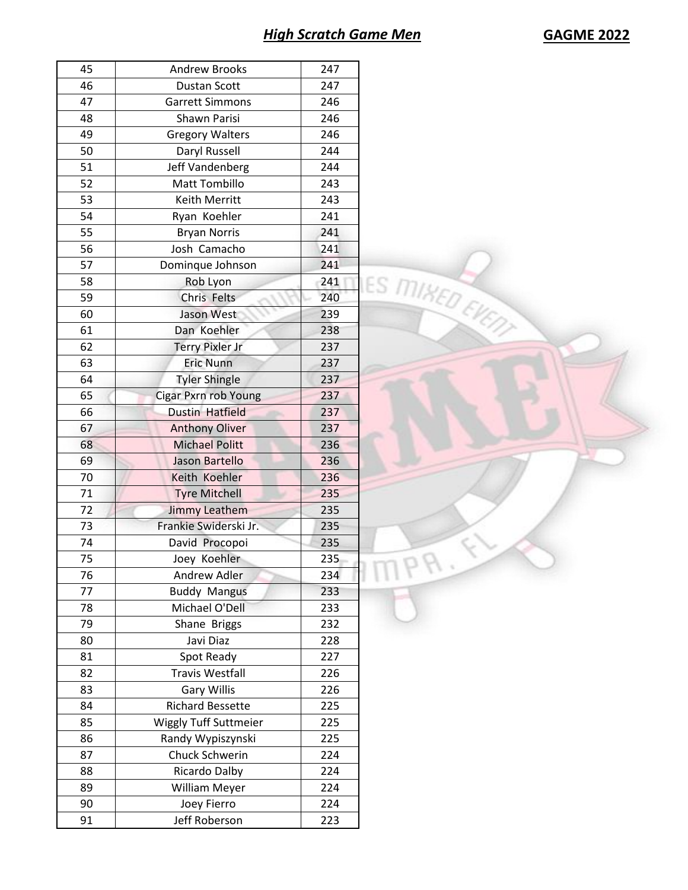## *High Scratch Game Men* **GAGME 2022**

| | | |
|---|---|---|
| 45 | Andrew Brooks | 247 |
| 46 | Dustan Scott | 247 |
| 47 | Garrett Simmons | 246 |
| 48 | Shawn Parisi | 246 |
| 49 | Gregory Walters | 246 |
| 50 | Daryl Russell | 244 |
| 51 | Jeff Vandenberg | 244 |
| 52 | Matt Tombillo | 243 |
| 53 | Keith Merritt | 243 |
| 54 | Ryan Koehler | 241 |
| 55 | Bryan Norris | 241 |
| 56 | Josh Camacho | 241 |
| 57 | Dominque Johnson | 241 |
| 58 | Rob Lyon | 241 |
| 59 | Chris Felts | 240 |
| 60 | Jason West | 239 |
| 61 | Dan Koehler | 238 |
| 62 | Terry Pixler Jr | 237 |
| 63 | Eric Nunn | 237 |
| 64 | Tyler Shingle | 237 |
| 65 | Cigar Pxrn rob Young | 237 |
| 66 | Dustin Hatfield | 237 |
| 67 | Anthony Oliver | 237 |
| 68 | Michael Politt | 236 |
| 69 | Jason Bartello | 236 |
| 70 | Keith Koehler | 236 |
| 71 | Tyre Mitchell | 235 |
| 72 | Jimmy Leathem | 235 |
| 73 | Frankie Swiderski Jr. | 235 |
| 74 | David Procopoi | 235 |
| 75 | Joey Koehler | 235 |
| 76 | Andrew Adler | 234 |
| 77 | Buddy Mangus | 233 |
| 78 | Michael O'Dell | 233 |
| 79 | Shane Briggs | 232 |
| 80 | Javi Diaz | 228 |
| 81 | Spot Ready | 227 |
| 82 | Travis Westfall | 226 |
| 83 | Gary Willis | 226 |
| 84 | Richard Bessette | 225 |
| 85 | Wiggly Tuff Suttmeier | 225 |
| 86 | Randy Wypiszynski | 225 |
| 87 | Chuck Schwerin | 224 |
| 88 | Ricardo Dalby | 224 |
| 89 | William Meyer | 224 |
| 90 | Joey Fierro | 224 |
| 91 | Jeff Roberson | 223 |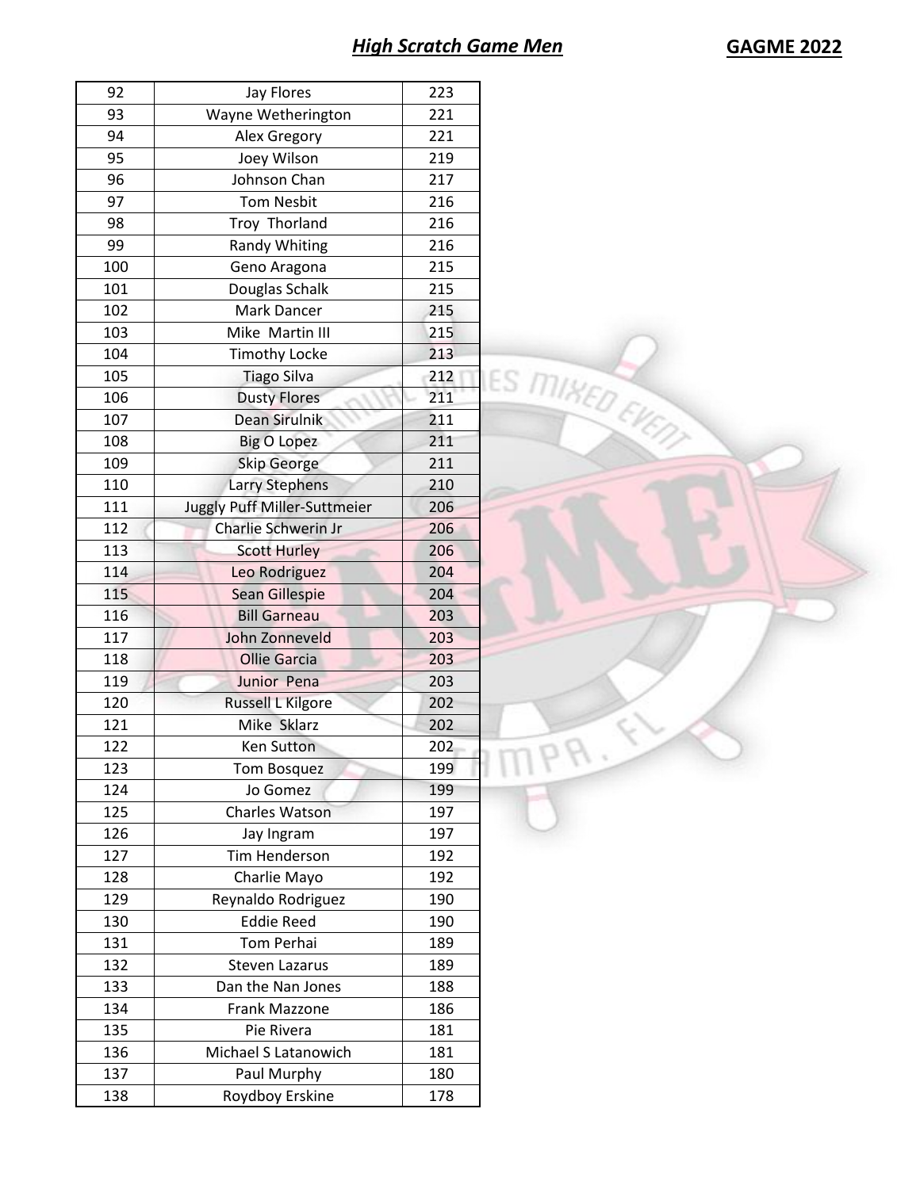## *High Scratch Game Men*

**GAGME 2022**

| | | |
|---|---|---|
| 92 | Jay Flores | 223 |
| 93 | Wayne Wetherington | 221 |
| 94 | Alex Gregory | 221 |
| 95 | Joey Wilson | 219 |
| 96 | Johnson Chan | 217 |
| 97 | Tom Nesbit | 216 |
| 98 | Troy Thorland | 216 |
| 99 | Randy Whiting | 216 |
| 100 | Geno Aragona | 215 |
| 101 | Douglas Schalk | 215 |
| 102 | Mark Dancer | 215 |
| 103 | Mike Martin III | 215 |
| 104 | Timothy Locke | 213 |
| 105 | Tiago Silva | 212 |
| 106 | Dusty Flores | 211 |
| 107 | Dean Sirulnik | 211 |
| 108 | Big O Lopez | 211 |
| 109 | Skip George | 211 |
| 110 | Larry Stephens | 210 |
| 111 | Juggly Puff Miller-Suttmeier | 206 |
| 112 | Charlie Schwerin Jr | 206 |
| 113 | Scott Hurley | 206 |
| 114 | Leo Rodriguez | 204 |
| 115 | Sean Gillespie | 204 |
| 116 | Bill Garneau | 203 |
| 117 | John Zonneveld | 203 |
| 118 | Ollie Garcia | 203 |
| 119 | Junior Pena | 203 |
| 120 | Russell L Kilgore | 202 |
| 121 | Mike Sklarz | 202 |
| 122 | Ken Sutton | 202 |
| 123 | Tom Bosquez | 199 |
| 124 | Jo Gomez | 199 |
| 125 | Charles Watson | 197 |
| 126 | Jay Ingram | 197 |
| 127 | Tim Henderson | 192 |
| 128 | Charlie Mayo | 192 |
| 129 | Reynaldo Rodriguez | 190 |
| 130 | Eddie Reed | 190 |
| 131 | Tom Perhai | 189 |
| 132 | Steven Lazarus | 189 |
| 133 | Dan the Nan Jones | 188 |
| 134 | Frank Mazzone | 186 |
| 135 | Pie Rivera | 181 |
| 136 | Michael S Latanowich | 181 |
| 137 | Paul Murphy | 180 |
| 138 | Roydboy Erskine | 178 |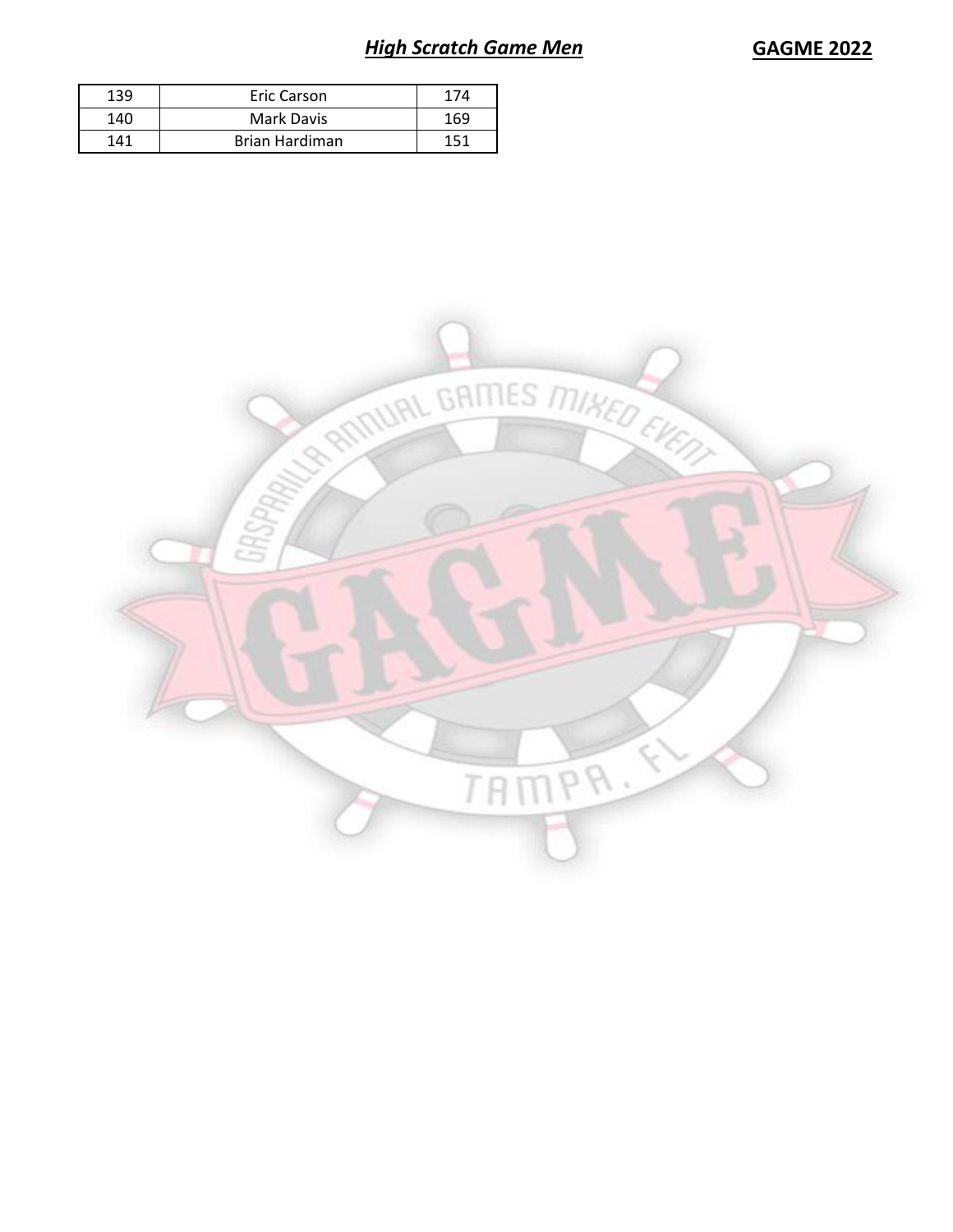| | | |
|---|---|---|
| 139 | Eric Carson | 174 |
| 140 | Mark Davis | 169 |
| 141 | Brian Hardiman | 151 |